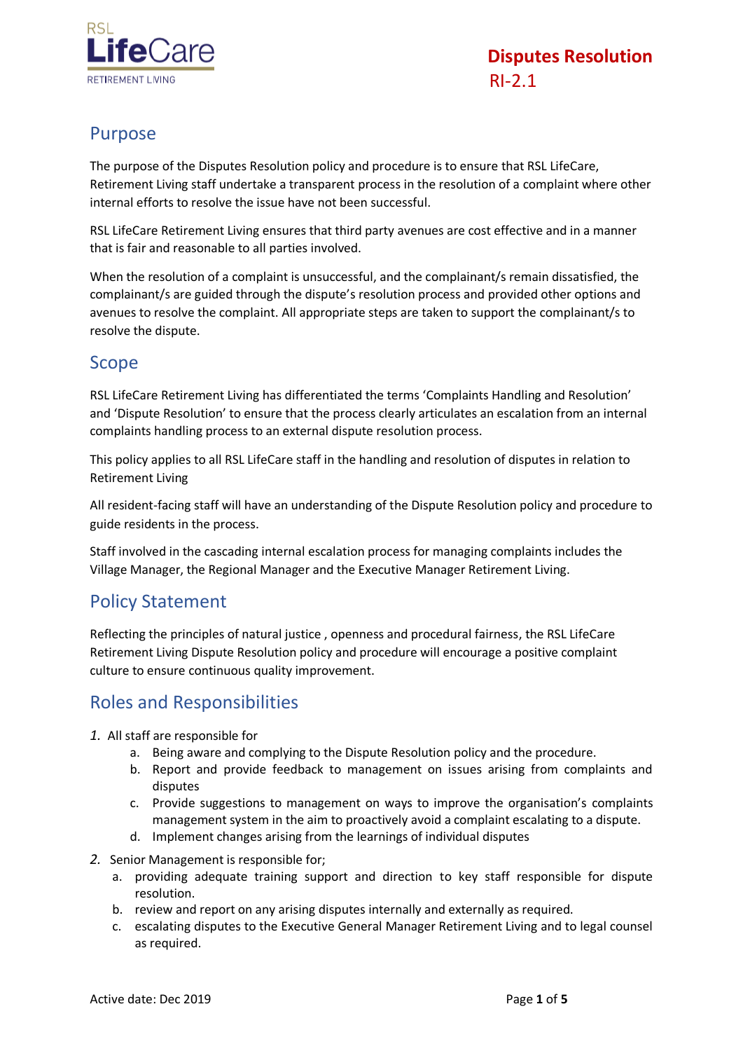# Disputes Resolution

RI-2.1

## Purpose

The purpose of the Disputes Resolution policy and procedure is to ensure that RSL LifeCare, Retirement Living staff undertake a transparent process in the resolution of a complaint where other internal efforts to resolve the issue have not been successful.

RSL LifeCare Retirement Living ensures that third party avenues are cost effective and in a manner that is fair and reasonable to all parties involved.

When the resolution of a complaint is unsuccessful, and the complainant/s remain dissatisfied, the complainant/s are guided through the dispute's resolution process and provided other options and avenues to resolve the complaint. All appropriate steps are taken to support the complainant/s to resolve the dispute.

## Scope

RSL LifeCare Retirement Living has differentiated the terms 'Complaints Handling and Resolution' and 'Dispute Resolution' to ensure that the process clearly articulates an escalation from an internal complaints handling process to an external dispute resolution process.

This policy applies to all RSL LifeCare staff in the handling and resolution of disputes in relation to Retirement Living

All resident-facing staff will have an understanding of the Dispute Resolution policy and procedure to guide residents in the process.

Staff involved in the cascading internal escalation process for managing complaints includes the Village Manager, the Regional Manager and the Executive Manager Retirement Living.

## Policy Statement

Reflecting the principles of natural justice , openness and procedural fairness, the RSL LifeCare Retirement Living Dispute Resolution policy and procedure will encourage a positive complaint culture to ensure continuous quality improvement.

## Roles and Responsibilities

1. All staff are responsible for
   a. Being aware and complying to the Dispute Resolution policy and the procedure.
   b. Report and provide feedback to management on issues arising from complaints and disputes
   c. Provide suggestions to management on ways to improve the organisation's complaints management system in the aim to proactively avoid a complaint escalating to a dispute.
   d. Implement changes arising from the learnings of individual disputes
2. Senior Management is responsible for;
   a. providing adequate training support and direction to key staff responsible for dispute resolution.
   b. review and report on any arising disputes internally and externally as required.
   c. escalating disputes to the Executive General Manager Retirement Living and to legal counsel as required.

Active date: Dec 2019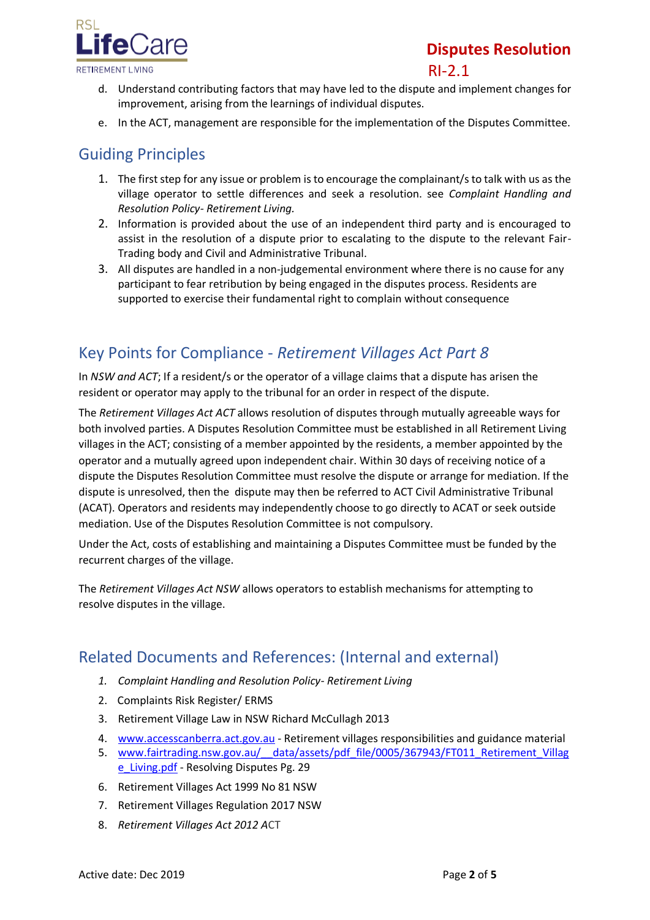d. Understand contributing factors that may have led to the dispute and implement changes for improvement, arising from the learnings of individual disputes.

e. In the ACT, management are responsible for the implementation of the Disputes Committee.

## Guiding Principles

1. The first step for any issue or problem is to encourage the complainant/s to talk with us as the village operator to settle differences and seek a resolution. see *Complaint Handling and Resolution Policy- Retirement Living.*
2. Information is provided about the use of an independent third party and is encouraged to assist in the resolution of a dispute prior to escalating to the dispute to the relevant Fair-Trading body and Civil and Administrative Tribunal.
3. All disputes are handled in a non-judgemental environment where there is no cause for any participant to fear retribution by being engaged in the disputes process. Residents are supported to exercise their fundamental right to complain without consequence

## Key Points for Compliance - *Retirement Villages Act Part 8*

In *NSW and ACT*; If a resident/s or the operator of a village claims that a dispute has arisen the resident or operator may apply to the tribunal for an order in respect of the dispute.

The *Retirement Villages Act ACT* allows resolution of disputes through mutually agreeable ways for both involved parties. A Disputes Resolution Committee must be established in all Retirement Living villages in the ACT; consisting of a member appointed by the residents, a member appointed by the operator and a mutually agreed upon independent chair. Within 30 days of receiving notice of a dispute the Disputes Resolution Committee must resolve the dispute or arrange for mediation. If the dispute is unresolved, then the dispute may then be referred to ACT Civil Administrative Tribunal (ACAT). Operators and residents may independently choose to go directly to ACAT or seek outside mediation. Use of the Disputes Resolution Committee is not compulsory.

Under the Act, costs of establishing and maintaining a Disputes Committee must be funded by the recurrent charges of the village.

The *Retirement Villages Act NSW* allows operators to establish mechanisms for attempting to resolve disputes in the village.

## Related Documents and References: (Internal and external)

1. *Complaint Handling and Resolution Policy- Retirement Living*
2. Complaints Risk Register/ ERMS
3. Retirement Village Law in NSW Richard McCullagh 2013
4. www.accesscanberra.act.gov.au - Retirement villages responsibilities and guidance material
5. www.fairtrading.nsw.gov.au/__data/assets/pdf_file/0005/367943/FT011_Retirement_Village_Living.pdf - Resolving Disputes Pg. 29
6. Retirement Villages Act 1999 No 81 NSW
7. Retirement Villages Regulation 2017 NSW
8. *Retirement Villages Act 2012* ACT

Active date: Dec 2019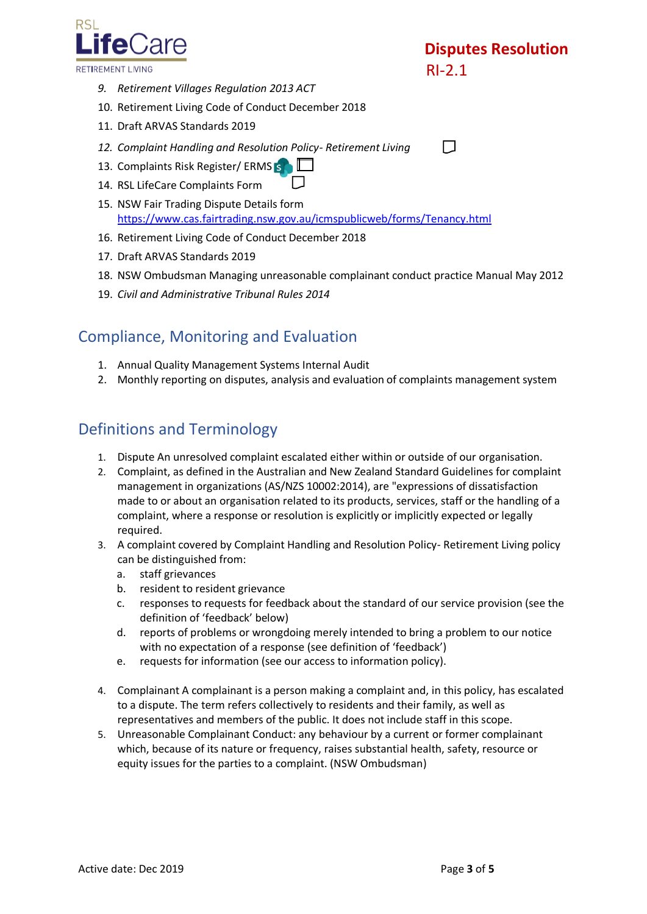9. *Retirement Villages Regulation 2013 ACT*
10. Retirement Living Code of Conduct December 2018
11. Draft ARVAS Standards 2019
12. *Complaint Handling and Resolution Policy- Retirement Living*
13. Complaints Risk Register/ ERMS
14. RSL LifeCare Complaints Form
15. NSW Fair Trading Dispute Details form https://www.cas.fairtrading.nsw.gov.au/icmspublicweb/forms/Tenancy.html
16. Retirement Living Code of Conduct December 2018
17. Draft ARVAS Standards 2019
18. NSW Ombudsman Managing unreasonable complainant conduct practice Manual May 2012
19. *Civil and Administrative Tribunal Rules 2014*

## Compliance, Monitoring and Evaluation

1. Annual Quality Management Systems Internal Audit
2. Monthly reporting on disputes, analysis and evaluation of complaints management system

## Definitions and Terminology

1. Dispute An unresolved complaint escalated either within or outside of our organisation.
2. Complaint, as defined in the Australian and New Zealand Standard Guidelines for complaint management in organizations (AS/NZS 10002:2014), are "expressions of dissatisfaction made to or about an organisation related to its products, services, staff or the handling of a complaint, where a response or resolution is explicitly or implicitly expected or legally required.
3. A complaint covered by Complaint Handling and Resolution Policy- Retirement Living policy can be distinguished from:
   a. staff grievances
   b. resident to resident grievance
   c. responses to requests for feedback about the standard of our service provision (see the definition of 'feedback' below)
   d. reports of problems or wrongdoing merely intended to bring a problem to our notice with no expectation of a response (see definition of 'feedback')
   e. requests for information (see our access to information policy).
4. Complainant A complainant is a person making a complaint and, in this policy, has escalated to a dispute. The term refers collectively to residents and their family, as well as representatives and members of the public. It does not include staff in this scope.
5. Unreasonable Complainant Conduct: any behaviour by a current or former complainant which, because of its nature or frequency, raises substantial health, safety, resource or equity issues for the parties to a complaint. (NSW Ombudsman)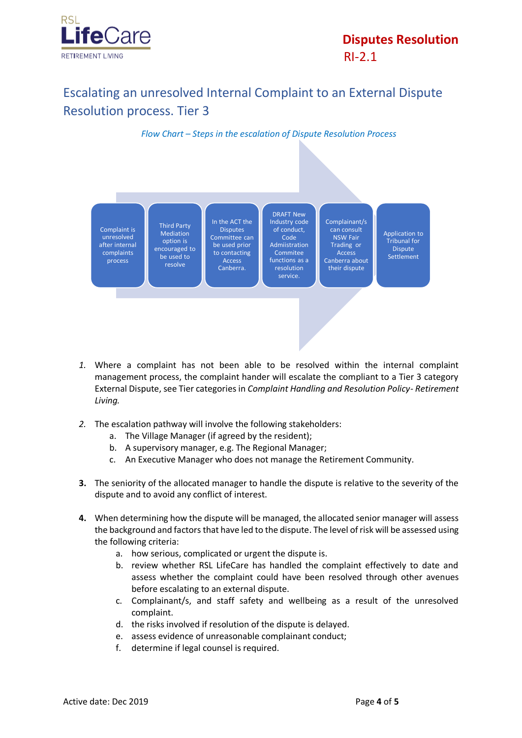# Disputes Resolution
RI-2.1

## Escalating an unresolved Internal Complaint to an External Dispute Resolution process. Tier 3

*Flow Chart – Steps in the escalation of Dispute Resolution Process*

Complaint is unresolved after internal complaints process → Third Party Mediation option is encouraged to be used to resolve → In the ACT the Disputes Committee can be used prior to contacting Access Canberra. → DRAFT New Industry code of conduct, Code Admiistration Commitee functions as a resolution service. → Complainant/s can consult NSW Fair Trading or Access Canberra about their dispute → Application to Tribunal for Dispute Settlement

1. Where a complaint has not been able to be resolved within the internal complaint management process, the complaint hander will escalate the compliant to a Tier 3 category External Dispute, see Tier categories in *Complaint Handling and Resolution Policy- Retirement Living.*

2. The escalation pathway will involve the following stakeholders:
   a. The Village Manager (if agreed by the resident);
   b. A supervisory manager, e.g. The Regional Manager;
   c. An Executive Manager who does not manage the Retirement Community.

3. The seniority of the allocated manager to handle the dispute is relative to the severity of the dispute and to avoid any conflict of interest.

4. When determining how the dispute will be managed, the allocated senior manager will assess the background and factors that have led to the dispute. The level of risk will be assessed using the following criteria:
   a. how serious, complicated or urgent the dispute is.
   b. review whether RSL LifeCare has handled the complaint effectively to date and assess whether the complaint could have been resolved through other avenues before escalating to an external dispute.
   c. Complainant/s, and staff safety and wellbeing as a result of the unresolved complaint.
   d. the risks involved if resolution of the dispute is delayed.
   e. assess evidence of unreasonable complainant conduct;
   f. determine if legal counsel is required.

Active date: Dec 2019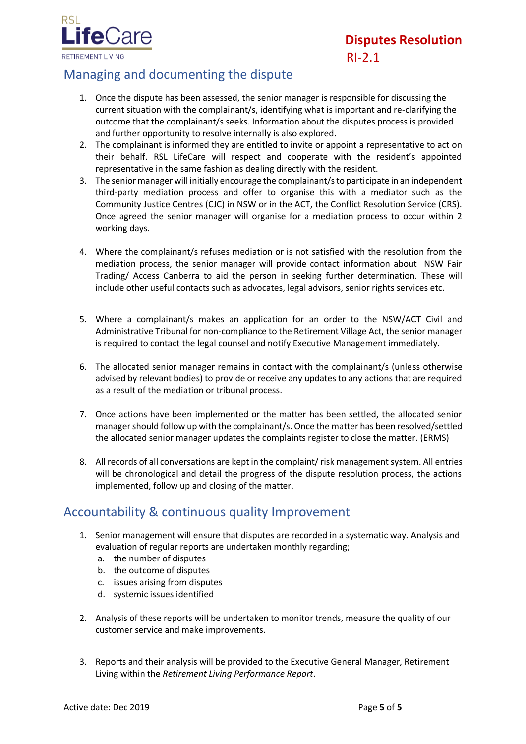## Managing and documenting the dispute

1. Once the dispute has been assessed, the senior manager is responsible for discussing the current situation with the complainant/s, identifying what is important and re-clarifying the outcome that the complainant/s seeks. Information about the disputes process is provided and further opportunity to resolve internally is also explored.
2. The complainant is informed they are entitled to invite or appoint a representative to act on their behalf. RSL LifeCare will respect and cooperate with the resident's appointed representative in the same fashion as dealing directly with the resident.
3. The senior manager will initially encourage the complainant/s to participate in an independent third-party mediation process and offer to organise this with a mediator such as the Community Justice Centres (CJC) in NSW or in the ACT, the Conflict Resolution Service (CRS). Once agreed the senior manager will organise for a mediation process to occur within 2 working days.
4. Where the complainant/s refuses mediation or is not satisfied with the resolution from the mediation process, the senior manager will provide contact information about NSW Fair Trading/ Access Canberra to aid the person in seeking further determination. These will include other useful contacts such as advocates, legal advisors, senior rights services etc.
5. Where a complainant/s makes an application for an order to the NSW/ACT Civil and Administrative Tribunal for non-compliance to the Retirement Village Act, the senior manager is required to contact the legal counsel and notify Executive Management immediately.
6. The allocated senior manager remains in contact with the complainant/s (unless otherwise advised by relevant bodies) to provide or receive any updates to any actions that are required as a result of the mediation or tribunal process.
7. Once actions have been implemented or the matter has been settled, the allocated senior manager should follow up with the complainant/s. Once the matter has been resolved/settled the allocated senior manager updates the complaints register to close the matter. (ERMS)
8. All records of all conversations are kept in the complaint/ risk management system. All entries will be chronological and detail the progress of the dispute resolution process, the actions implemented, follow up and closing of the matter.

## Accountability & continuous quality Improvement

1. Senior management will ensure that disputes are recorded in a systematic way. Analysis and evaluation of regular reports are undertaken monthly regarding;
   a. the number of disputes
   b. the outcome of disputes
   c. issues arising from disputes
   d. systemic issues identified
2. Analysis of these reports will be undertaken to monitor trends, measure the quality of our customer service and make improvements.
3. Reports and their analysis will be provided to the Executive General Manager, Retirement Living within the *Retirement Living Performance Report*.

Active date: Dec 2019